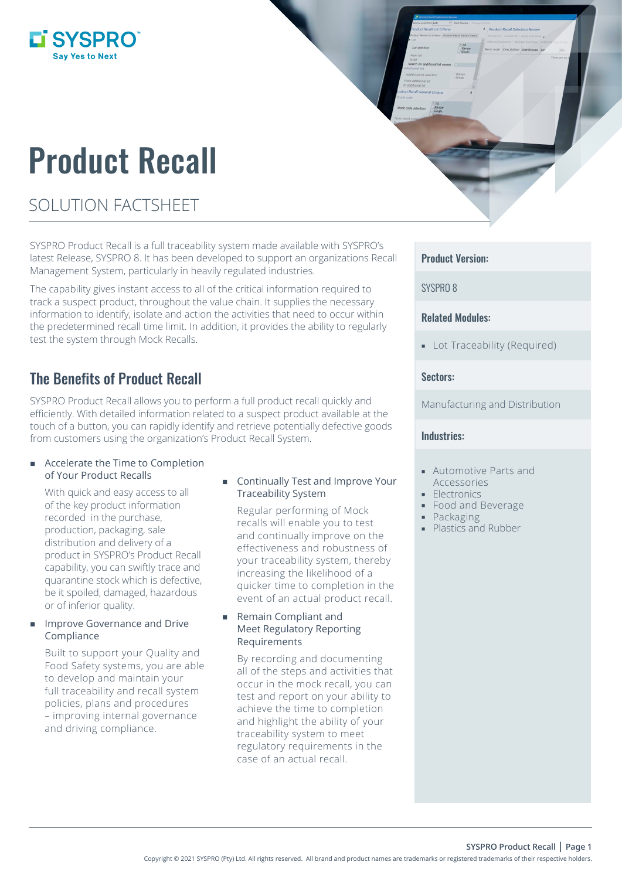SYSPRO
Say Yes to Next

# Product Recall

## SOLUTION FACTSHEET

SYSPRO Product Recall is a full traceability system made available with SYSPRO's latest Release, SYSPRO 8. It has been developed to support an organizations Recall Management System, particularly in heavily regulated industries.

The capability gives instant access to all of the critical information required to track a suspect product, throughout the value chain. It supplies the necessary information to identify, isolate and action the activities that need to occur within the predetermined recall time limit. In addition, it provides the ability to regularly test the system through Mock Recalls.

## The Benefits of Product Recall

SYSPRO Product Recall allows you to perform a full product recall quickly and efficiently. With detailed information related to a suspect product available at the touch of a button, you can rapidly identify and retrieve potentially defective goods from customers using the organization's Product Recall System.

- **Accelerate the Time to Completion of Your Product Recalls**

  With quick and easy access to all of the key product information recorded in the purchase, production, packaging, sale distribution and delivery of a product in SYSPRO's Product Recall capability, you can swiftly trace and quarantine stock which is defective, be it spoiled, damaged, hazardous or of inferior quality.

- **Improve Governance and Drive Compliance**

  Built to support your Quality and Food Safety systems, you are able to develop and maintain your full traceability and recall system policies, plans and procedures – improving internal governance and driving compliance.

- **Continually Test and Improve Your Traceability System**

  Regular performing of Mock recalls will enable you to test and continually improve on the effectiveness and robustness of your traceability system, thereby increasing the likelihood of a quicker time to completion in the event of an actual product recall.

- **Remain Compliant and Meet Regulatory Reporting Requirements**

  By recording and documenting all of the steps and activities that occur in the mock recall, you can test and report on your ability to achieve the time to completion and highlight the ability of your traceability system to meet regulatory requirements in the case of an actual recall.

### Product Version:

SYSPRO 8

### Related Modules:

- Lot Traceability (Required)

### Sectors:

Manufacturing and Distribution

### Industries:

- Automotive Parts and Accessories
- Electronics
- Food and Beverage
- Packaging
- Plastics and Rubber

Copyright © 2021 SYSPRO (Pty) Ltd. All rights reserved. All brand and product names are trademarks or registered trademarks of their respective holders.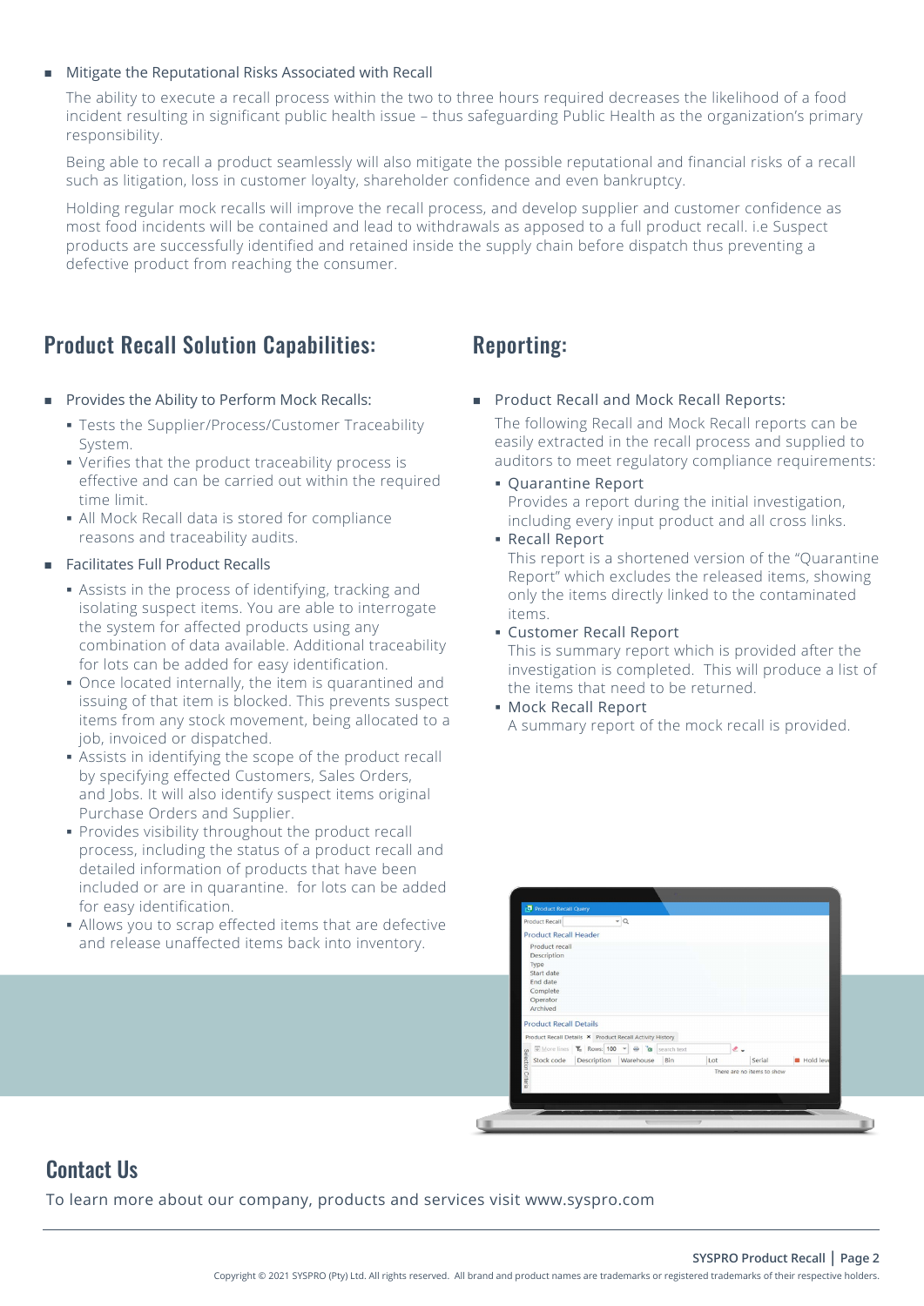- Mitigate the Reputational Risks Associated with Recall

  The ability to execute a recall process within the two to three hours required decreases the likelihood of a food incident resulting in significant public health issue – thus safeguarding Public Health as the organization's primary responsibility.

  Being able to recall a product seamlessly will also mitigate the possible reputational and financial risks of a recall such as litigation, loss in customer loyalty, shareholder confidence and even bankruptcy.

  Holding regular mock recalls will improve the recall process, and develop supplier and customer confidence as most food incidents will be contained and lead to withdrawals as apposed to a full product recall. i.e Suspect products are successfully identified and retained inside the supply chain before dispatch thus preventing a defective product from reaching the consumer.

## Product Recall Solution Capabilities:

- Provides the Ability to Perform Mock Recalls:
  - Tests the Supplier/Process/Customer Traceability System.
  - Verifies that the product traceability process is effective and can be carried out within the required time limit.
  - All Mock Recall data is stored for compliance reasons and traceability audits.
- Facilitates Full Product Recalls
  - Assists in the process of identifying, tracking and isolating suspect items. You are able to interrogate the system for affected products using any combination of data available. Additional traceability for lots can be added for easy identification.
  - Once located internally, the item is quarantined and issuing of that item is blocked. This prevents suspect items from any stock movement, being allocated to a job, invoiced or dispatched.
  - Assists in identifying the scope of the product recall by specifying effected Customers, Sales Orders, and Jobs. It will also identify suspect items original Purchase Orders and Supplier.
  - Provides visibility throughout the product recall process, including the status of a product recall and detailed information of products that have been included or are in quarantine. for lots can be added for easy identification.
  - Allows you to scrap effected items that are defective and release unaffected items back into inventory.

## Reporting:

- Product Recall and Mock Recall Reports:

  The following Recall and Mock Recall reports can be easily extracted in the recall process and supplied to auditors to meet regulatory compliance requirements:
  - Quarantine Report

    Provides a report during the initial investigation, including every input product and all cross links.
  - Recall Report

    This report is a shortened version of the "Quarantine Report" which excludes the released items, showing only the items directly linked to the contaminated items.
  - Customer Recall Report

    This is summary report which is provided after the investigation is completed. This will produce a list of the items that need to be returned.
  - Mock Recall Report

    A summary report of the mock recall is provided.

## Contact Us

To learn more about our company, products and services visit www.syspro.com

Copyright © 2021 SYSPRO (Pty) Ltd. All rights reserved. All brand and product names are trademarks or registered trademarks of their respective holders.